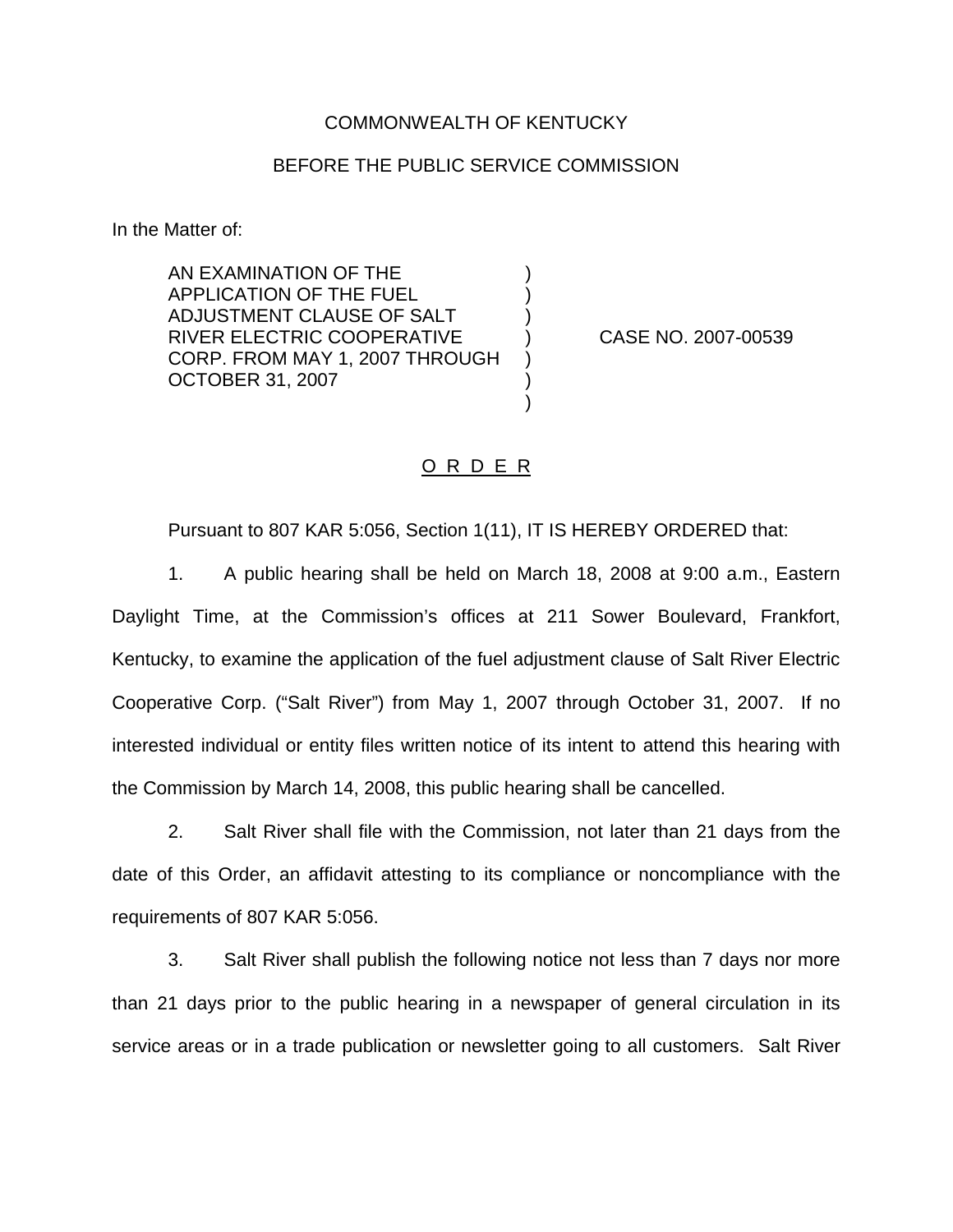COMMONWEALTH OF KENTUCKY

BEFORE THE PUBLIC SERVICE COMMISSION

In the Matter of:

| | | |
|---|---|---|
| AN EXAMINATION OF THE APPLICATION OF THE FUEL ADJUSTMENT CLAUSE OF SALT RIVER ELECTRIC COOPERATIVE CORP. FROM MAY 1, 2007 THROUGH OCTOBER 31, 2007 | ) | CASE NO. 2007-00539 |

O R D E R

Pursuant to 807 KAR 5:056, Section 1(11), IT IS HEREBY ORDERED that:

1. A public hearing shall be held on March 18, 2008 at 9:00 a.m., Eastern Daylight Time, at the Commission's offices at 211 Sower Boulevard, Frankfort, Kentucky, to examine the application of the fuel adjustment clause of Salt River Electric Cooperative Corp. ("Salt River") from May 1, 2007 through October 31, 2007. If no interested individual or entity files written notice of its intent to attend this hearing with the Commission by March 14, 2008, this public hearing shall be cancelled.

2. Salt River shall file with the Commission, not later than 21 days from the date of this Order, an affidavit attesting to its compliance or noncompliance with the requirements of 807 KAR 5:056.

3. Salt River shall publish the following notice not less than 7 days nor more than 21 days prior to the public hearing in a newspaper of general circulation in its service areas or in a trade publication or newsletter going to all customers. Salt River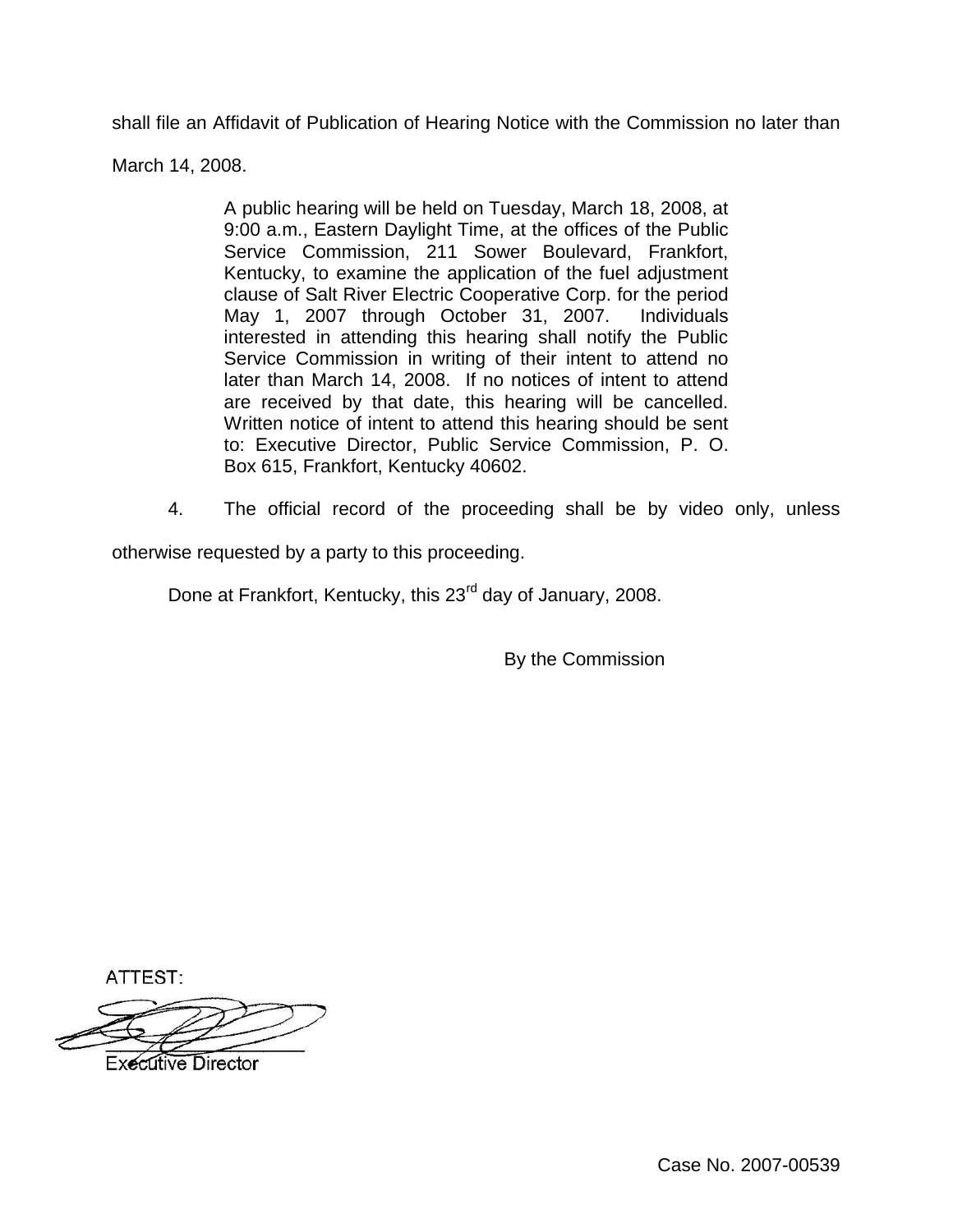shall file an Affidavit of Publication of Hearing Notice with the Commission no later than March 14, 2008.

> A public hearing will be held on Tuesday, March 18, 2008, at 9:00 a.m., Eastern Daylight Time, at the offices of the Public Service Commission, 211 Sower Boulevard, Frankfort, Kentucky, to examine the application of the fuel adjustment clause of Salt River Electric Cooperative Corp. for the period May 1, 2007 through October 31, 2007. Individuals interested in attending this hearing shall notify the Public Service Commission in writing of their intent to attend no later than March 14, 2008. If no notices of intent to attend are received by that date, this hearing will be cancelled. Written notice of intent to attend this hearing should be sent to: Executive Director, Public Service Commission, P. O. Box 615, Frankfort, Kentucky 40602.

4. The official record of the proceeding shall be by video only, unless otherwise requested by a party to this proceeding.

Done at Frankfort, Kentucky, this 23rd day of January, 2008.

By the Commission

ATTEST:

Executive Director

Case No. 2007-00539